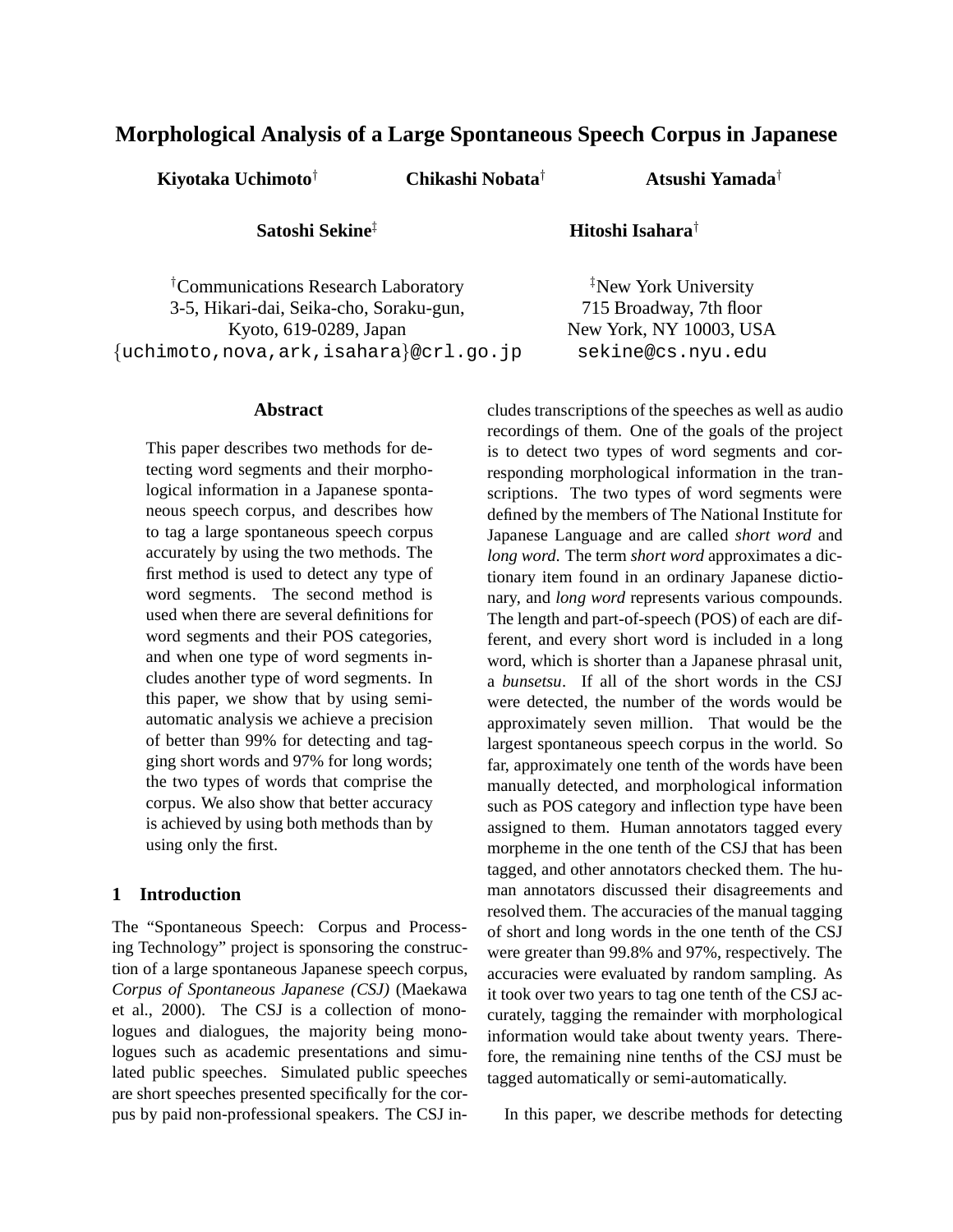# Morphological Analysis of a Large Spontaneous Speech Corpus in Japanese

**Kiyotaka Uchimoto**[†] **Chikashi Nobata**[†] **Atsushi Yamada**[†]

**Satoshi Sekine**[‡] **Hitoshi Isahara**[†]

[†]Communications Research Laboratory
3-5, Hikari-dai, Seika-cho, Soraku-gun,
Kyoto, 619-0289, Japan
{uchimoto,nova,ark,isahara}@crl.go.jp

[‡]New York University
715 Broadway, 7th floor
New York, NY 10003, USA
sekine@cs.nyu.edu

## Abstract

This paper describes two methods for detecting word segments and their morphological information in a Japanese spontaneous speech corpus, and describes how to tag a large spontaneous speech corpus accurately by using the two methods. The first method is used to detect any type of word segments. The second method is used when there are several definitions for word segments and their POS categories, and when one type of word segments includes another type of word segments. In this paper, we show that by using semi-automatic analysis we achieve a precision of better than 99% for detecting and tagging short words and 97% for long words; the two types of words that comprise the corpus. We also show that better accuracy is achieved by using both methods than by using only the first.

## 1 Introduction

The "Spontaneous Speech: Corpus and Processing Technology" project is sponsoring the construction of a large spontaneous Japanese speech corpus, *Corpus of Spontaneous Japanese (CSJ)* (Maekawa et al., 2000). The CSJ is a collection of monologues and dialogues, the majority being monologues such as academic presentations and simulated public speeches. Simulated public speeches are short speeches presented specifically for the corpus by paid non-professional speakers. The CSJ includes transcriptions of the speeches as well as audio recordings of them. One of the goals of the project is to detect two types of word segments and corresponding morphological information in the transcriptions. The two types of word segments were defined by the members of The National Institute for Japanese Language and are called *short word* and *long word*. The term *short word* approximates a dictionary item found in an ordinary Japanese dictionary, and *long word* represents various compounds. The length and part-of-speech (POS) of each are different, and every short word is included in a long word, which is shorter than a Japanese phrasal unit, a *bunsetsu*. If all of the short words in the CSJ were detected, the number of the words would be approximately seven million. That would be the largest spontaneous speech corpus in the world. So far, approximately one tenth of the words have been manually detected, and morphological information such as POS category and inflection type have been assigned to them. Human annotators tagged every morpheme in the one tenth of the CSJ that has been tagged, and other annotators checked them. The human annotators discussed their disagreements and resolved them. The accuracies of the manual tagging of short and long words in the one tenth of the CSJ were greater than 99.8% and 97%, respectively. The accuracies were evaluated by random sampling. As it took over two years to tag one tenth of the CSJ accurately, tagging the remainder with morphological information would take about twenty years. Therefore, the remaining nine tenths of the CSJ must be tagged automatically or semi-automatically.

In this paper, we describe methods for detecting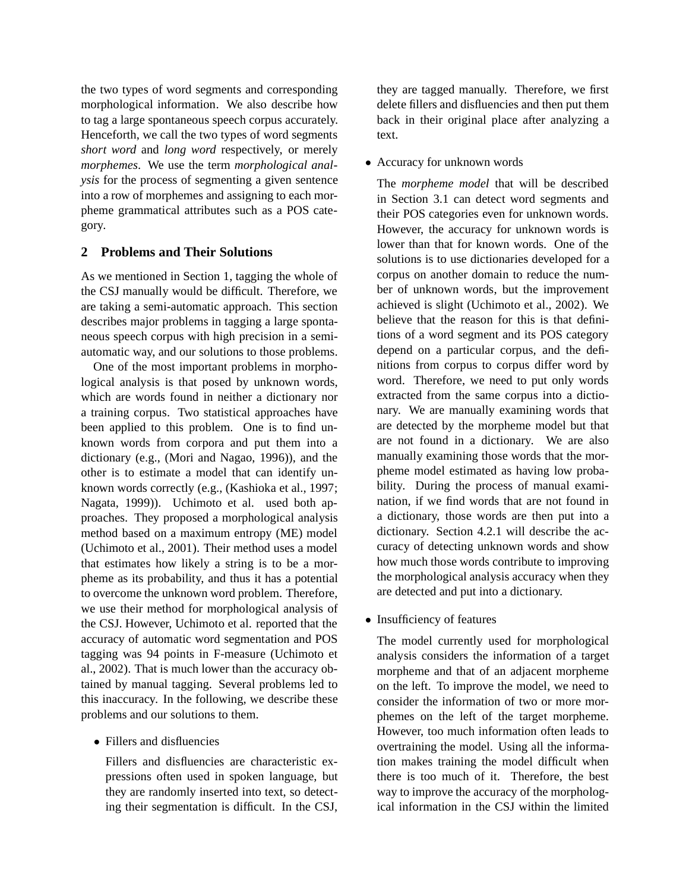the two types of word segments and corresponding morphological information. We also describe how to tag a large spontaneous speech corpus accurately. Henceforth, we call the two types of word segments *short word* and *long word* respectively, or merely *morphemes*. We use the term *morphological analysis* for the process of segmenting a given sentence into a row of morphemes and assigning to each morpheme grammatical attributes such as a POS category.

## 2 Problems and Their Solutions

As we mentioned in Section 1, tagging the whole of the CSJ manually would be difficult. Therefore, we are taking a semi-automatic approach. This section describes major problems in tagging a large spontaneous speech corpus with high precision in a semi-automatic way, and our solutions to those problems.

One of the most important problems in morphological analysis is that posed by unknown words, which are words found in neither a dictionary nor a training corpus. Two statistical approaches have been applied to this problem. One is to find unknown words from corpora and put them into a dictionary (e.g., (Mori and Nagao, 1996)), and the other is to estimate a model that can identify unknown words correctly (e.g., (Kashioka et al., 1997; Nagata, 1999)). Uchimoto et al. used both approaches. They proposed a morphological analysis method based on a maximum entropy (ME) model (Uchimoto et al., 2001). Their method uses a model that estimates how likely a string is to be a morpheme as its probability, and thus it has a potential to overcome the unknown word problem. Therefore, we use their method for morphological analysis of the CSJ. However, Uchimoto et al. reported that the accuracy of automatic word segmentation and POS tagging was 94 points in F-measure (Uchimoto et al., 2002). That is much lower than the accuracy obtained by manual tagging. Several problems led to this inaccuracy. In the following, we describe these problems and our solutions to them.

- Fillers and disfluencies

  Fillers and disfluencies are characteristic expressions often used in spoken language, but they are randomly inserted into text, so detecting their segmentation is difficult. In the CSJ, they are tagged manually. Therefore, we first delete fillers and disfluencies and then put them back in their original place after analyzing a text.

- Accuracy for unknown words

  The *morpheme model* that will be described in Section 3.1 can detect word segments and their POS categories even for unknown words. However, the accuracy for unknown words is lower than that for known words. One of the solutions is to use dictionaries developed for a corpus on another domain to reduce the number of unknown words, but the improvement achieved is slight (Uchimoto et al., 2002). We believe that the reason for this is that definitions of a word segment and its POS category depend on a particular corpus, and the definitions from corpus to corpus differ word by word. Therefore, we need to put only words extracted from the same corpus into a dictionary. We are manually examining words that are detected by the morpheme model but that are not found in a dictionary. We are also manually examining those words that the morpheme model estimated as having low probability. During the process of manual examination, if we find words that are not found in a dictionary, those words are then put into a dictionary. Section 4.2.1 will describe the accuracy of detecting unknown words and show how much those words contribute to improving the morphological analysis accuracy when they are detected and put into a dictionary.

- Insufficiency of features

  The model currently used for morphological analysis considers the information of a target morpheme and that of an adjacent morpheme on the left. To improve the model, we need to consider the information of two or more morphemes on the left of the target morpheme. However, too much information often leads to overtraining the model. Using all the information makes training the model difficult when there is too much of it. Therefore, the best way to improve the accuracy of the morphological information in the CSJ within the limited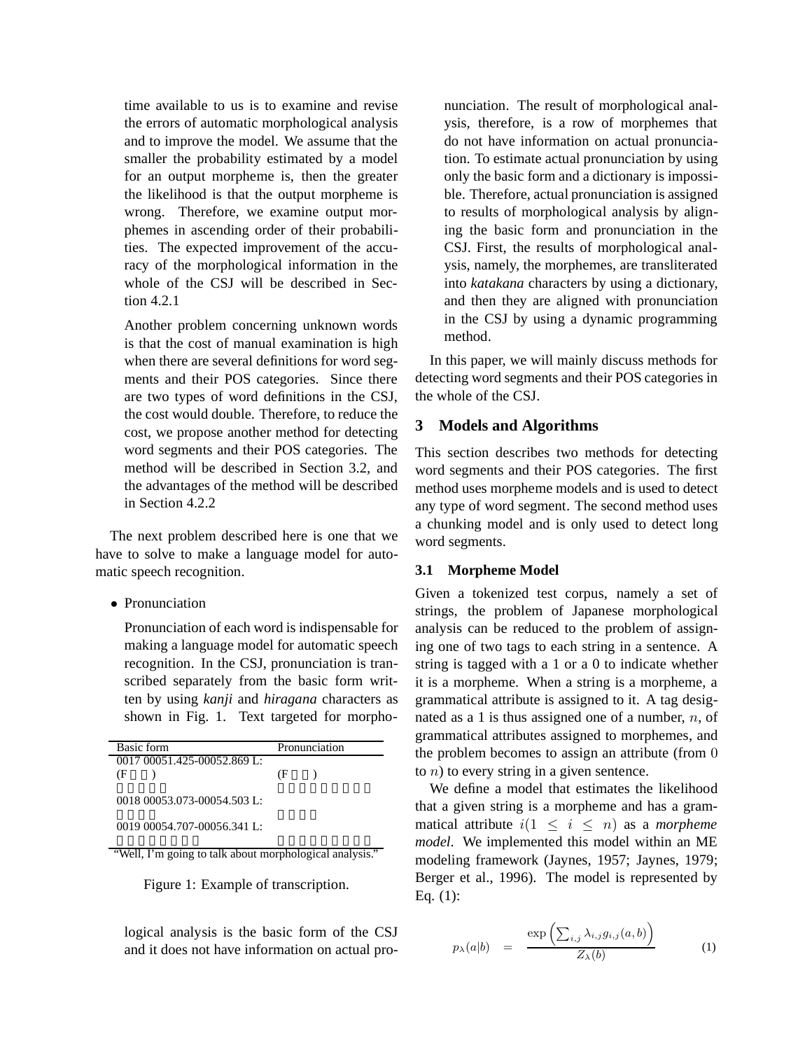time available to us is to examine and revise the errors of automatic morphological analysis and to improve the model. We assume that the smaller the probability estimated by a model for an output morpheme is, then the greater the likelihood is that the output morpheme is wrong. Therefore, we examine output morphemes in ascending order of their probabilities. The expected improvement of the accuracy of the morphological information in the whole of the CSJ will be described in Section 4.2.1

Another problem concerning unknown words is that the cost of manual examination is high when there are several definitions for word segments and their POS categories. Since there are two types of word definitions in the CSJ, the cost would double. Therefore, to reduce the cost, we propose another method for detecting word segments and their POS categories. The method will be described in Section 3.2, and the advantages of the method will be described in Section 4.2.2

The next problem described here is one that we have to solve to make a language model for automatic speech recognition.

- Pronunciation

  Pronunciation of each word is indispensable for making a language model for automatic speech recognition. In the CSJ, pronunciation is transcribed separately from the basic form written by using *kanji* and *hiragana* characters as shown in Fig. 1. Text targeted for morphological analysis is the basic form of the CSJ and it does not have information on actual pronunciation. The result of morphological analysis, therefore, is a row of morphemes that do not have information on actual pronunciation. To estimate actual pronunciation by using only the basic form and a dictionary is impossible. Therefore, actual pronunciation is assigned to results of morphological analysis by aligning the basic form and pronunciation in the CSJ. First, the results of morphological analysis, namely, the morphemes, are transliterated into *katakana* characters by using a dictionary, and then they are aligned with pronunciation in the CSJ by using a dynamic programming method.

| Basic form | Pronunciation |
|---|---|
| 0017 00051.425-00052.869 L: | |
| (F　　) | (F　　) |
| 0018 00053.073-00054.503 L: | |
| 0019 00054.707-00056.341 L: | |

"Well, I'm going to talk about morphological analysis."

Figure 1: Example of transcription.

In this paper, we will mainly discuss methods for detecting word segments and their POS categories in the whole of the CSJ.

## 3 Models and Algorithms

This section describes two methods for detecting word segments and their POS categories. The first method uses morpheme models and is used to detect any type of word segment. The second method uses a chunking model and is only used to detect long word segments.

### 3.1 Morpheme Model

Given a tokenized test corpus, namely a set of strings, the problem of Japanese morphological analysis can be reduced to the problem of assigning one of two tags to each string in a sentence. A string is tagged with a 1 or a 0 to indicate whether it is a morpheme. When a string is a morpheme, a grammatical attribute is assigned to it. A tag designated as a 1 is thus assigned one of a number, $n$, of grammatical attributes assigned to morphemes, and the problem becomes to assign an attribute (from 0 to $n$) to every string in a given sentence.

We define a model that estimates the likelihood that a given string is a morpheme and has a grammatical attribute $i(1 \leq i \leq n)$ as a *morpheme model*. We implemented this model within an ME modeling framework (Jaynes, 1957; Jaynes, 1979; Berger et al., 1996). The model is represented by Eq. (1):

$$p_{\lambda}(a|b) = \frac{\exp\left(\sum_{i,j} \lambda_{i,j} g_{i,j}(a,b)\right)}{Z_{\lambda}(b)} \quad (1)$$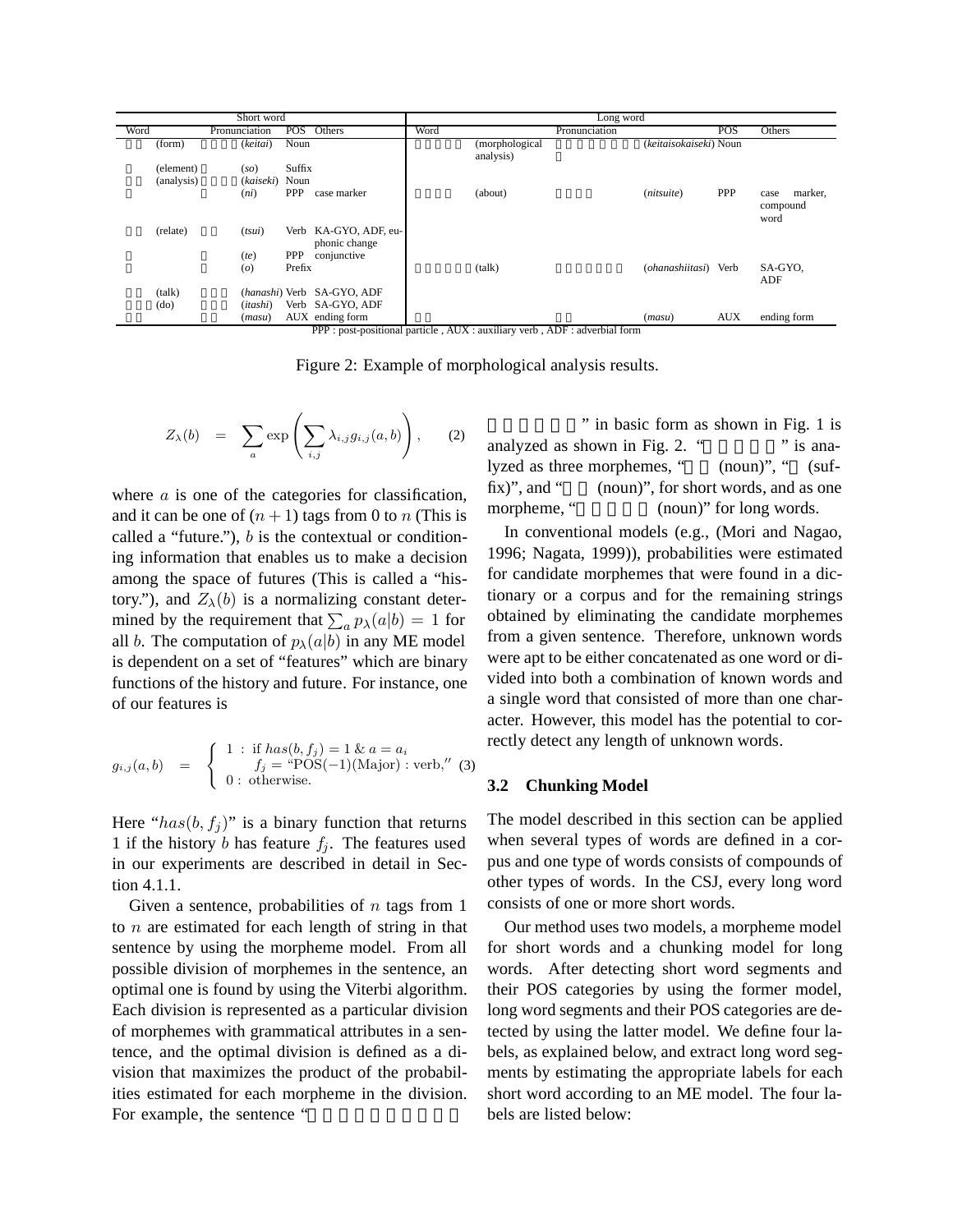| Short word | | | | | Long word | | | | |
|---|---|---|---|---|---|---|---|---|---|
| Word | | Pronunciation | POS | Others | Word | | Pronunciation | POS | Others |
| | (form) | (*keitai*) | Noun | | | (morphological analysis) | (*keitaisokaiseki*) | Noun | |
| | (element) | (*so*) | Suffix | | | | | | |
| | (analysis) | (*kaiseki*) | Noun | | | | | | |
| | | (*ni*) | PPP | case marker | | (about) | (*nitsuite*) | PPP | case marker, compound word |
| | (relate) | (*tsui*) | Verb | KA-GYO, ADF, euphonic change | | | | | |
| | | (*te*) | PPP | conjunctive | | | | | |
| | | (*o*) | Prefix | | | (talk) | (*ohanashiitasi*) | Verb | SA-GYO, ADF |
| | (talk) | (*hanashi*) | Verb | SA-GYO, ADF | | | | | |
| | (do) | (*itashi*) | Verb | SA-GYO, ADF | | | | | |
| | | (*masu*) | AUX | ending form | | | (*masu*) | AUX | ending form |

PPP : post-positional particle , AUX : auxiliary verb , ADF : adverbial form

Figure 2: Example of morphological analysis results.

$$Z_\lambda(b) = \sum_a \exp\left(\sum_{i,j} \lambda_{i,j} g_{i,j}(a,b)\right), \quad (2)$$

where $a$ is one of the categories for classification, and it can be one of $(n+1)$ tags from 0 to $n$ (This is called a "future."), $b$ is the contextual or conditioning information that enables us to make a decision among the space of futures (This is called a "history."), and $Z_\lambda(b)$ is a normalizing constant determined by the requirement that $\sum_a p_\lambda(a|b) = 1$ for all $b$. The computation of $p_\lambda(a|b)$ in any ME model is dependent on a set of "features" which are binary functions of the history and future. For instance, one of our features is

$$g_{i,j}(a,b) = \begin{cases} 1: \text{ if } has(b, f_j) = 1 \,\&\, a = a_i \\ \qquad f_j = \text{"POS}(-1)\text{(Major) : verb,"} \\ 0: \text{ otherwise.} \end{cases} \quad (3)$$

Here "$has(b, f_j)$" is a binary function that returns 1 if the history $b$ has feature $f_j$. The features used in our experiments are described in detail in Section 4.1.1.

Given a sentence, probabilities of $n$ tags from 1 to $n$ are estimated for each length of string in that sentence by using the morpheme model. From all possible division of morphemes in the sentence, an optimal one is found by using the Viterbi algorithm. Each division is represented as a particular division of morphemes with grammatical attributes in a sentence, and the optimal division is defined as a division that maximizes the product of the probabilities estimated for each morpheme in the division. For example, the sentence " " in basic form as shown in Fig. 1 is analyzed as shown in Fig. 2. " " is analyzed as three morphemes, " (noun)", " (suffix)", and " (noun)", for short words, and as one morpheme, " (noun)" for long words.

In conventional models (e.g., (Mori and Nagao, 1996; Nagata, 1999)), probabilities were estimated for candidate morphemes that were found in a dictionary or a corpus and for the remaining strings obtained by eliminating the candidate morphemes from a given sentence. Therefore, unknown words were apt to be either concatenated as one word or divided into both a combination of known words and a single word that consisted of more than one character. However, this model has the potential to correctly detect any length of unknown words.

### 3.2 Chunking Model

The model described in this section can be applied when several types of words are defined in a corpus and one type of words consists of compounds of other types of words. In the CSJ, every long word consists of one or more short words.

Our method uses two models, a morpheme model for short words and a chunking model for long words. After detecting short word segments and their POS categories by using the former model, long word segments and their POS categories are detected by using the latter model. We define four labels, as explained below, and extract long word segments by estimating the appropriate labels for each short word according to an ME model. The four labels are listed below: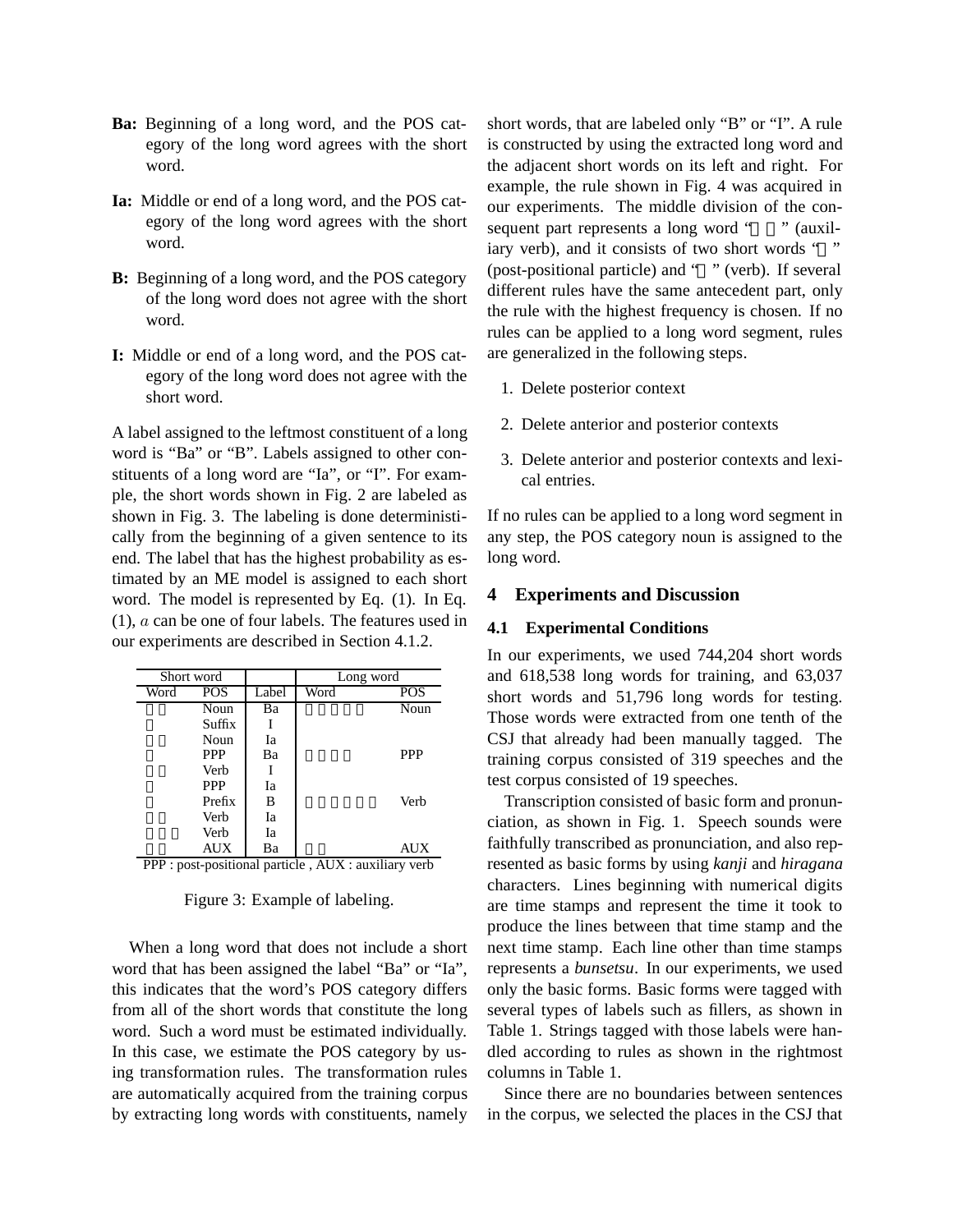**Ba:** Beginning of a long word, and the POS category of the long word agrees with the short word.

**Ia:** Middle or end of a long word, and the POS category of the long word agrees with the short word.

**B:** Beginning of a long word, and the POS category of the long word does not agree with the short word.

**I:** Middle or end of a long word, and the POS category of the long word does not agree with the short word.

A label assigned to the leftmost constituent of a long word is "Ba" or "B". Labels assigned to other constituents of a long word are "Ia", or "I". For example, the short words shown in Fig. 2 are labeled as shown in Fig. 3. The labeling is done deterministically from the beginning of a given sentence to its end. The label that has the highest probability as estimated by an ME model is assigned to each short word. The model is represented by Eq. (1). In Eq. (1), $a$ can be one of four labels. The features used in our experiments are described in Section 4.1.2.

| Short word | | | Long word | |
|---|---|---|---|---|
| Word | POS | Label | Word | POS |
| | Noun | Ba | | Noun |
| | Suffix | I | | |
| | Noun | Ia | | |
| | PPP | Ba | | PPP |
| | Verb | I | | |
| | PPP | Ia | | |
| | Prefix | B | | Verb |
| | Verb | Ia | | |
| | Verb | Ia | | |
| | AUX | Ba | | AUX |

PPP : post-positional particle , AUX : auxiliary verb

Figure 3: Example of labeling.

When a long word that does not include a short word that has been assigned the label "Ba" or "Ia", this indicates that the word's POS category differs from all of the short words that constitute the long word. Such a word must be estimated individually. In this case, we estimate the POS category by using transformation rules. The transformation rules are automatically acquired from the training corpus by extracting long words with constituents, namely short words, that are labeled only "B" or "I". A rule is constructed by using the extracted long word and the adjacent short words on its left and right. For example, the rule shown in Fig. 4 was acquired in our experiments. The middle division of the consequent part represents a long word " " (auxiliary verb), and it consists of two short words " " (post-positional particle) and " " (verb). If several different rules have the same antecedent part, only the rule with the highest frequency is chosen. If no rules can be applied to a long word segment, rules are generalized in the following steps.

1. Delete posterior context
2. Delete anterior and posterior contexts
3. Delete anterior and posterior contexts and lexical entries.

If no rules can be applied to a long word segment in any step, the POS category noun is assigned to the long word.

## 4 Experiments and Discussion

### 4.1 Experimental Conditions

In our experiments, we used 744,204 short words and 618,538 long words for training, and 63,037 short words and 51,796 long words for testing. Those words were extracted from one tenth of the CSJ that already had been manually tagged. The training corpus consisted of 319 speeches and the test corpus consisted of 19 speeches.

Transcription consisted of basic form and pronunciation, as shown in Fig. 1. Speech sounds were faithfully transcribed as pronunciation, and also represented as basic forms by using *kanji* and *hiragana* characters. Lines beginning with numerical digits are time stamps and represent the time it took to produce the lines between that time stamp and the next time stamp. Each line other than time stamps represents a *bunsetsu*. In our experiments, we used only the basic forms. Basic forms were tagged with several types of labels such as fillers, as shown in Table 1. Strings tagged with those labels were handled according to rules as shown in the rightmost columns in Table 1.

Since there are no boundaries between sentences in the corpus, we selected the places in the CSJ that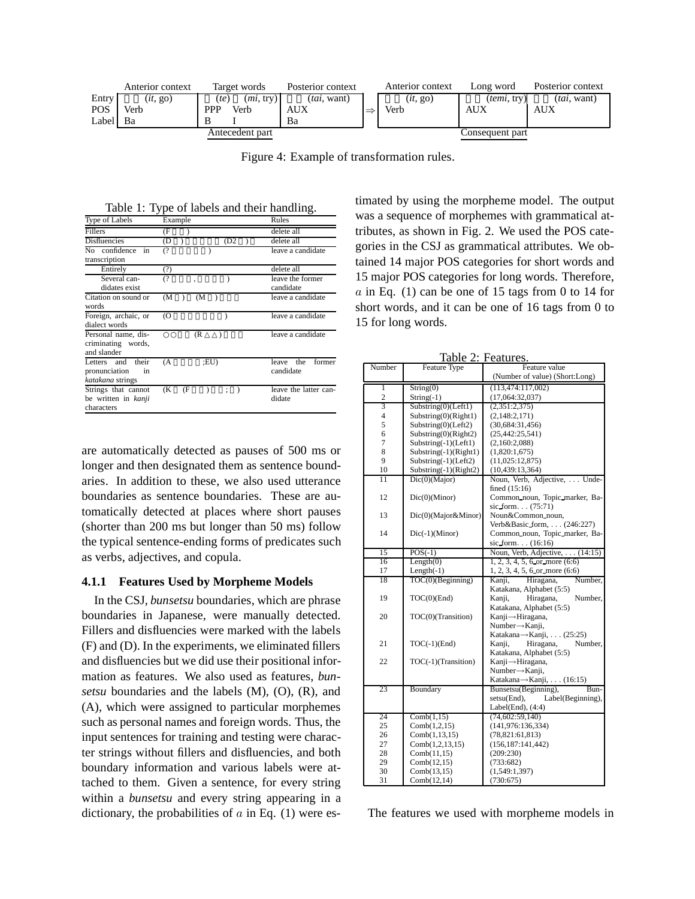| | Anterior context | Target words | | Posterior context | | Anterior context | Long word | Posterior context |
|---|---|---|---|---|---|---|---|---|
| Entry | (*it*, go) | (*te*) | (*mi*, try) | (*tai*, want) | | (*it*, go) | (*temi*, try) | (*tai*, want) |
| POS | Verb | PPP | Verb | AUX | ⇒ | Verb | AUX | AUX |
| Label | Ba | B | I | Ba | | | | |
| | | Antecedent part | | | | | Consequent part | |

Figure 4: Example of transformation rules.

Table 1: Type of labels and their handling.

| Type of Labels | Example | Rules |
|---|---|---|
| Fillers | (F ) | delete all |
| Disfluencies | (D ) (D2 ) | delete all |
| No confidence in transcription | (? ) | leave a candidate |
| Entirely | (?) | delete all |
| Several candidates exist | (? , ) | leave the former candidate |
| Citation on sound or words | (M ) (M ) | leave a candidate |
| Foreign, archaic, or dialect words | (O ) | leave a candidate |
| Personal name, discriminating words, and slander | ○○ (R △△) | leave a candidate |
| Letters and their pronunciation in *katakana* strings | (A ;EU) | leave the former candidate |
| Strings that cannot be written in *kanji* characters | (K (F ) ; ) | leave the latter candidate |

are automatically detected as pauses of 500 ms or longer and then designated them as sentence boundaries. In addition to these, we also used utterance boundaries as sentence boundaries. These are automatically detected at places where short pauses (shorter than 200 ms but longer than 50 ms) follow the typical sentence-ending forms of predicates such as verbs, adjectives, and copula.

### 4.1.1 Features Used by Morpheme Models

In the CSJ, *bunsetsu* boundaries, which are phrase boundaries in Japanese, were manually detected. Fillers and disfluencies were marked with the labels (F) and (D). In the experiments, we eliminated fillers and disfluencies but we did use their positional information as features. We also used as features, *bunsetsu* boundaries and the labels (M), (O), (R), and (A), which were assigned to particular morphemes such as personal names and foreign words. Thus, the input sentences for training and testing were character strings without fillers and disfluencies, and both boundary information and various labels were attached to them. Given a sentence, for every string within a *bunsetsu* and every string appearing in a dictionary, the probabilities of $a$ in Eq. (1) were estimated by using the morpheme model. The output was a sequence of morphemes with grammatical attributes, as shown in Fig. 2. We used the POS categories in the CSJ as grammatical attributes. We obtained 14 major POS categories for short words and 15 major POS categories for long words. Therefore, $a$ in Eq. (1) can be one of 15 tags from 0 to 14 for short words, and it can be one of 16 tags from 0 to 15 for long words.

Table 2: Features.

| Number | Feature Type | Feature value (Number of value) (Short:Long) |
|---|---|---|
| 1 | String(0) | (113,474:117,002) |
| 2 | String(-1) | (17,064:32,037) |
| 3 | Substring(0)(Left1) | (2,351:2,375) |
| 4 | Substring(0)(Right1) | (2,148:2,171) |
| 5 | Substring(0)(Left2) | (30,684:31,456) |
| 6 | Substring(0)(Right2) | (25,442:25,541) |
| 7 | Substring(-1)(Left1) | (2,160:2,088) |
| 8 | Substring(-1)(Right1) | (1,820:1,675) |
| 9 | Substring(-1)(Left2) | (11,025:12,875) |
| 10 | Substring(-1)(Right2) | (10,439:13,364) |
| 11 | Dic(0)(Major) | Noun, Verb, Adjective, ... Undefined (15:16) |
| 12 | Dic(0)(Minor) | Common_noun, Topic_marker, Basic_form... (75:71) |
| 13 | Dic(0)(Major&Minor) | Noun&Common_noun, Verb&Basic_form, ... (246:227) |
| 14 | Dic(-1)(Minor) | Common_noun, Topic_marker, Basic_form... (16:16) |
| 15 | POS(-1) | Noun, Verb, Adjective, ... (14:15) |
| 16 | Length(0) | 1, 2, 3, 4, 5, 6_or_more (6:6) |
| 17 | Length(-1) | 1, 2, 3, 4, 5, 6_or_more (6:6) |
| 18 | TOC(0)(Beginning) | Kanji, Hiragana, Number, Katakana, Alphabet (5:5) |
| 19 | TOC(0)(End) | Kanji, Hiragana, Number, Katakana, Alphabet (5:5) |
| 20 | TOC(0)(Transition) | Kanji→Hiragana, Number→Kanji, Katakana→Kanji, ... (25:25) |
| 21 | TOC(-1)(End) | Kanji, Hiragana, Number, Katakana, Alphabet (5:5) |
| 22 | TOC(-1)(Transition) | Kanji→Hiragana, Number→Kanji, Katakana→Kanji, ... (16:15) |
| 23 | Boundary | Bunsetsu(Beginning), Bunsetsu(End), Label(Beginning), Label(End), (4:4) |
| 24 | Comb(1,15) | (74,602:59,140) |
| 25 | Comb(1,2,15) | (141,976:136,334) |
| 26 | Comb(1,13,15) | (78,821:61,813) |
| 27 | Comb(1,2,13,15) | (156,187:141,442) |
| 28 | Comb(11,15) | (209:230) |
| 29 | Comb(12,15) | (733:682) |
| 30 | Comb(13,15) | (1,549:1,397) |
| 31 | Comb(12,14) | (730:675) |

The features we used with morpheme models in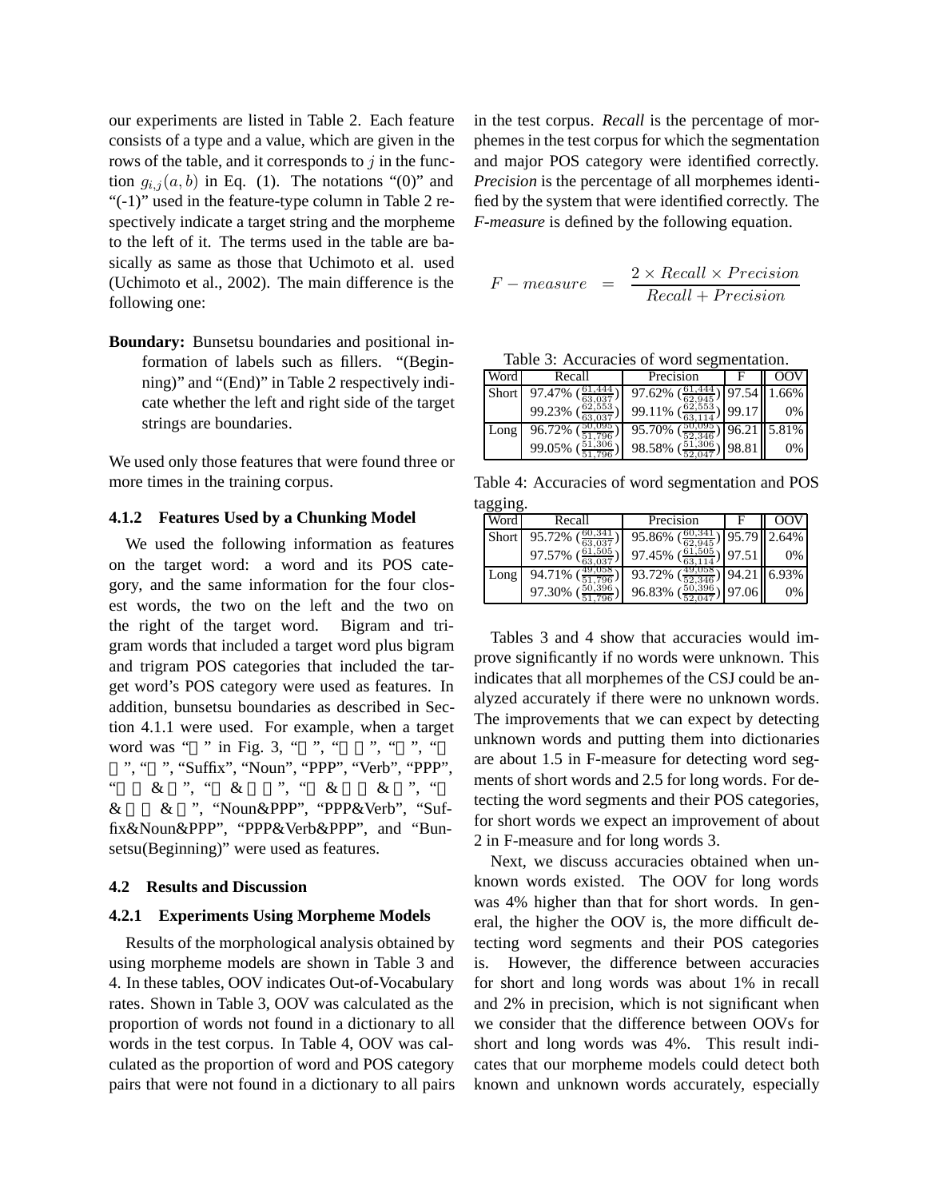our experiments are listed in Table 2. Each feature consists of a type and a value, which are given in the rows of the table, and it corresponds to $j$ in the function $g_{i,j}(a, b)$ in Eq. (1). The notations "(0)" and "(-1)" used in the feature-type column in Table 2 respectively indicate a target string and the morpheme to the left of it. The terms used in the table are basically as same as those that Uchimoto et al. used (Uchimoto et al., 2002). The main difference is the following one:

**Boundary:** Bunsetsu boundaries and positional information of labels such as fillers. "(Beginning)" and "(End)" in Table 2 respectively indicate whether the left and right side of the target strings are boundaries.

We used only those features that were found three or more times in the training corpus.

#### 4.1.2 Features Used by a Chunking Model

We used the following information as features on the target word: a word and its POS category, and the same information for the four closest words, the two on the left and the two on the right of the target word. Bigram and trigram words that included a target word plus bigram and trigram POS categories that included the target word's POS category were used as features. In addition, bunsetsu boundaries as described in Section 4.1.1 were used. For example, when a target word was "" in Fig. 3, "", "", "", "", "", "Suffix", "Noun", "PPP", "Verb", "PPP", "&", "&", "&&", "&&", "Noun&PPP", "PPP&Verb", "Suffix&Noun&PPP", "PPP&Verb&PPP", and "Bunsetsu(Beginning)" were used as features.

### 4.2 Results and Discussion

#### 4.2.1 Experiments Using Morpheme Models

Results of the morphological analysis obtained by using morpheme models are shown in Table 3 and 4. In these tables, OOV indicates Out-of-Vocabulary rates. Shown in Table 3, OOV was calculated as the proportion of words not found in a dictionary to all words in the test corpus. In Table 4, OOV was calculated as the proportion of word and POS category pairs that were not found in a dictionary to all pairs in the test corpus. *Recall* is the percentage of morphemes in the test corpus for which the segmentation and major POS category were identified correctly. *Precision* is the percentage of all morphemes identified by the system that were identified correctly. The *F-measure* is defined by the following equation.

$$F - measure = \frac{2 \times Recall \times Precision}{Recall + Precision}$$

Table 3: Accuracies of word segmentation.

| Word | Recall | Precision | F | OOV |
|---|---|---|---|---|
| Short | 97.47% ($\frac{61,444}{63,037}$) | 97.62% ($\frac{61,444}{62,945}$) | 97.54 | 1.66% |
| | 99.23% ($\frac{62,553}{63,037}$) | 99.11% ($\frac{62,553}{63,114}$) | 99.17 | 0% |
| Long | 96.72% ($\frac{50,095}{51,796}$) | 95.70% ($\frac{50,095}{52,346}$) | 96.21 | 5.81% |
| | 99.05% ($\frac{51,306}{51,796}$) | 98.58% ($\frac{51,306}{52,047}$) | 98.81 | 0% |

Table 4: Accuracies of word segmentation and POS tagging.

| Word | Recall | Precision | F | OOV |
|---|---|---|---|---|
| Short | 95.72% ($\frac{60,341}{63,037}$) | 95.86% ($\frac{60,341}{62,945}$) | 95.79 | 2.64% |
| | 97.57% ($\frac{61,505}{63,037}$) | 97.45% ($\frac{61,505}{63,114}$) | 97.51 | 0% |
| Long | 94.71% ($\frac{49,058}{51,796}$) | 93.72% ($\frac{49,058}{52,346}$) | 94.21 | 6.93% |
| | 97.30% ($\frac{50,396}{51,796}$) | 96.83% ($\frac{50,396}{52,047}$) | 97.06 | 0% |

Tables 3 and 4 show that accuracies would improve significantly if no words were unknown. This indicates that all morphemes of the CSJ could be analyzed accurately if there were no unknown words. The improvements that we can expect by detecting unknown words and putting them into dictionaries are about 1.5 in F-measure for detecting word segments of short words and 2.5 for long words. For detecting the word segments and their POS categories, for short words we expect an improvement of about 2 in F-measure and for long words 3.

Next, we discuss accuracies obtained when unknown words existed. The OOV for long words was 4% higher than that for short words. In general, the higher the OOV is, the more difficult detecting word segments and their POS categories is. However, the difference between accuracies for short and long words was about 1% in recall and 2% in precision, which is not significant when we consider that the difference between OOVs for short and long words was 4%. This result indicates that our morpheme models could detect both known and unknown words accurately, especially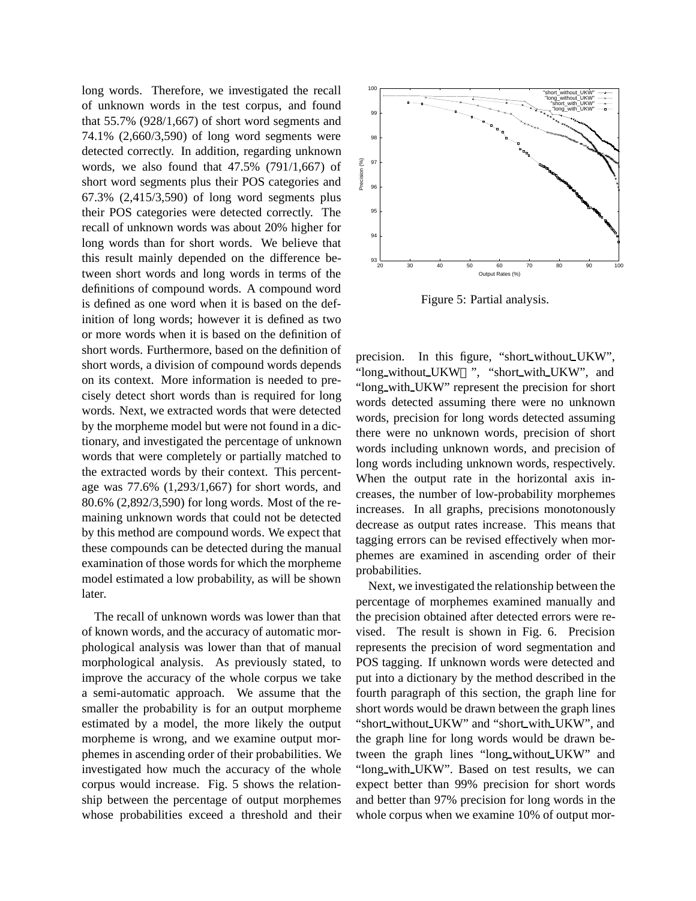long words. Therefore, we investigated the recall of unknown words in the test corpus, and found that 55.7% (928/1,667) of short word segments and 74.1% (2,660/3,590) of long word segments were detected correctly. In addition, regarding unknown words, we also found that 47.5% (791/1,667) of short word segments plus their POS categories and 67.3% (2,415/3,590) of long word segments plus their POS categories were detected correctly. The recall of unknown words was about 20% higher for long words than for short words. We believe that this result mainly depended on the difference between short words and long words in terms of the definitions of compound words. A compound word is defined as one word when it is based on the definition of long words; however it is defined as two or more words when it is based on the definition of short words. Furthermore, based on the definition of short words, a division of compound words depends on its context. More information is needed to precisely detect short words than is required for long words. Next, we extracted words that were detected by the morpheme model but were not found in a dictionary, and investigated the percentage of unknown words that were completely or partially matched to the extracted words by their context. This percentage was 77.6% (1,293/1,667) for short words, and 80.6% (2,892/3,590) for long words. Most of the remaining unknown words that could not be detected by this method are compound words. We expect that these compounds can be detected during the manual examination of those words for which the morpheme model estimated a low probability, as will be shown later.

The recall of unknown words was lower than that of known words, and the accuracy of automatic morphological analysis was lower than that of manual morphological analysis. As previously stated, to improve the accuracy of the whole corpus we take a semi-automatic approach. We assume that the smaller the probability is for an output morpheme estimated by a model, the more likely the output morpheme is wrong, and we examine output morphemes in ascending order of their probabilities. We investigated how much the accuracy of the whole corpus would increase. Fig. 5 shows the relationship between the percentage of output morphemes whose probabilities exceed a threshold and their precision. In this figure, "short_without_UKW", "long_without_UKW", "short_with_UKW", and "long_with_UKW" represent the precision for short words detected assuming there were no unknown words, precision for long words detected assuming there were no unknown words, precision of short words including unknown words, and precision of long words including unknown words, respectively. When the output rate in the horizontal axis increases, the number of low-probability morphemes increases. In all graphs, precisions monotonously decrease as output rates increase. This means that tagging errors can be revised effectively when morphemes are examined in ascending order of their probabilities.

Figure 5: Partial analysis.

Next, we investigated the relationship between the percentage of morphemes examined manually and the precision obtained after detected errors were revised. The result is shown in Fig. 6. Precision represents the precision of word segmentation and POS tagging. If unknown words were detected and put into a dictionary by the method described in the fourth paragraph of this section, the graph line for short words would be drawn between the graph lines "short_without_UKW" and "short_with_UKW", and the graph line for long words would be drawn between the graph lines "long_without_UKW" and "long_with_UKW". Based on test results, we can expect better than 99% precision for short words and better than 97% precision for long words in the whole corpus when we examine 10% of output mor-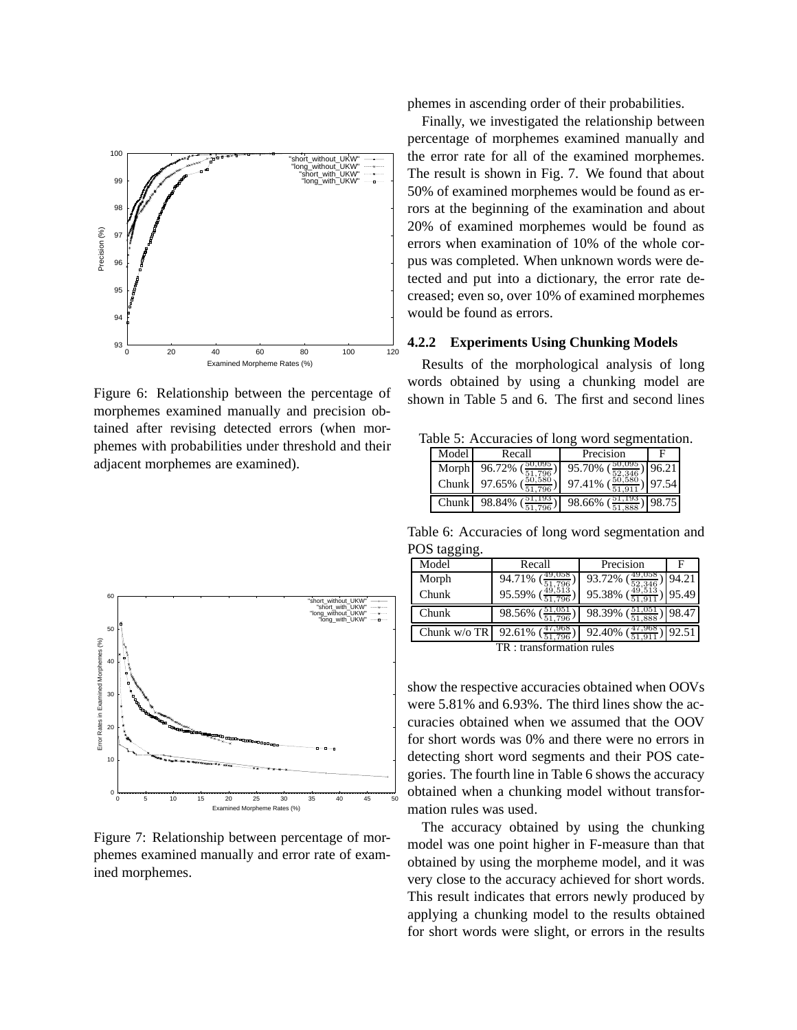Figure 6: Relationship between the percentage of morphemes examined manually and precision obtained after revising detected errors (when morphemes with probabilities under threshold and their adjacent morphemes are examined).

Figure 7: Relationship between percentage of morphemes examined manually and error rate of examined morphemes.

phemes in ascending order of their probabilities.

Finally, we investigated the relationship between percentage of morphemes examined manually and the error rate for all of the examined morphemes. The result is shown in Fig. 7. We found that about 50% of examined morphemes would be found as errors at the beginning of the examination and about 20% of examined morphemes would be found as errors when examination of 10% of the whole corpus was completed. When unknown words were detected and put into a dictionary, the error rate decreased; even so, over 10% of examined morphemes would be found as errors.

#### 4.2.2 Experiments Using Chunking Models

Results of the morphological analysis of long words obtained by using a chunking model are shown in Table 5 and 6. The first and second lines

Table 5: Accuracies of long word segmentation.

| Model | Recall | Precision | F |
|---|---|---|---|
| Morph | 96.72% $(\frac{50,095}{51,796})$ | 95.70% $(\frac{50,095}{52,346})$ | 96.21 |
| Chunk | 97.65% $(\frac{50,580}{51,796})$ | 97.41% $(\frac{50,580}{51,911})$ | 97.54 |
| Chunk | 98.84% $(\frac{51,193}{51,796})$ | 98.66% $(\frac{51,193}{51,888})$ | 98.75 |

Table 6: Accuracies of long word segmentation and POS tagging.

| Model | Recall | Precision | F |
|---|---|---|---|
| Morph | 94.71% $(\frac{49,058}{51,796})$ | 93.72% $(\frac{49,058}{52,346})$ | 94.21 |
| Chunk | 95.59% $(\frac{49,513}{51,796})$ | 95.38% $(\frac{49,513}{51,911})$ | 95.49 |
| Chunk | 98.56% $(\frac{51,051}{51,796})$ | 98.39% $(\frac{51,051}{51,888})$ | 98.47 |
| Chunk w/o TR | 92.61% $(\frac{47,968}{51,796})$ | 92.40% $(\frac{47,968}{51,911})$ | 92.51 |

TR : transformation rules

show the respective accuracies obtained when OOVs were 5.81% and 6.93%. The third lines show the accuracies obtained when we assumed that the OOV for short words was 0% and there were no errors in detecting short word segments and their POS categories. The fourth line in Table 6 shows the accuracy obtained when a chunking model without transformation rules was used.

The accuracy obtained by using the chunking model was one point higher in F-measure than that obtained by using the morpheme model, and it was very close to the accuracy achieved for short words. This result indicates that errors newly produced by applying a chunking model to the results obtained for short words were slight, or errors in the results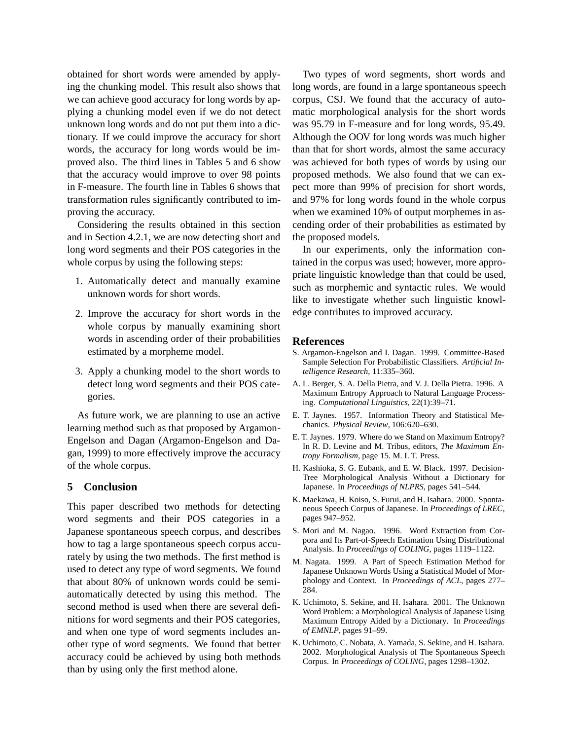obtained for short words were amended by applying the chunking model. This result also shows that we can achieve good accuracy for long words by applying a chunking model even if we do not detect unknown long words and do not put them into a dictionary. If we could improve the accuracy for short words, the accuracy for long words would be improved also. The third lines in Tables 5 and 6 show that the accuracy would improve to over 98 points in F-measure. The fourth line in Tables 6 shows that transformation rules significantly contributed to improving the accuracy.

Considering the results obtained in this section and in Section 4.2.1, we are now detecting short and long word segments and their POS categories in the whole corpus by using the following steps:

1. Automatically detect and manually examine unknown words for short words.
2. Improve the accuracy for short words in the whole corpus by manually examining short words in ascending order of their probabilities estimated by a morpheme model.
3. Apply a chunking model to the short words to detect long word segments and their POS categories.

As future work, we are planning to use an active learning method such as that proposed by Argamon-Engelson and Dagan (Argamon-Engelson and Dagan, 1999) to more effectively improve the accuracy of the whole corpus.

## 5 Conclusion

This paper described two methods for detecting word segments and their POS categories in a Japanese spontaneous speech corpus, and describes how to tag a large spontaneous speech corpus accurately by using the two methods. The first method is used to detect any type of word segments. We found that about 80% of unknown words could be semi-automatically detected by using this method. The second method is used when there are several definitions for word segments and their POS categories, and when one type of word segments includes another type of word segments. We found that better accuracy could be achieved by using both methods than by using only the first method alone.

Two types of word segments, short words and long words, are found in a large spontaneous speech corpus, CSJ. We found that the accuracy of automatic morphological analysis for the short words was 95.79 in F-measure and for long words, 95.49. Although the OOV for long words was much higher than that for short words, almost the same accuracy was achieved for both types of words by using our proposed methods. We also found that we can expect more than 99% of precision for short words, and 97% for long words found in the whole corpus when we examined 10% of output morphemes in ascending order of their probabilities as estimated by the proposed models.

In our experiments, only the information contained in the corpus was used; however, more appropriate linguistic knowledge than that could be used, such as morphemic and syntactic rules. We would like to investigate whether such linguistic knowledge contributes to improved accuracy.

## References

S. Argamon-Engelson and I. Dagan. 1999. Committee-Based Sample Selection For Probabilistic Classifiers. *Artificial Intelligence Research*, 11:335–360.

A. L. Berger, S. A. Della Pietra, and V. J. Della Pietra. 1996. A Maximum Entropy Approach to Natural Language Processing. *Computational Linguistics*, 22(1):39–71.

E. T. Jaynes. 1957. Information Theory and Statistical Mechanics. *Physical Review*, 106:620–630.

E. T. Jaynes. 1979. Where do we Stand on Maximum Entropy? In R. D. Levine and M. Tribus, editors, *The Maximum Entropy Formalism*, page 15. M. I. T. Press.

H. Kashioka, S. G. Eubank, and E. W. Black. 1997. Decision-Tree Morphological Analysis Without a Dictionary for Japanese. In *Proceedings of NLPRS*, pages 541–544.

K. Maekawa, H. Koiso, S. Furui, and H. Isahara. 2000. Spontaneous Speech Corpus of Japanese. In *Proceedings of LREC*, pages 947–952.

S. Mori and M. Nagao. 1996. Word Extraction from Corpora and Its Part-of-Speech Estimation Using Distributional Analysis. In *Proceedings of COLING*, pages 1119–1122.

M. Nagata. 1999. A Part of Speech Estimation Method for Japanese Unknown Words Using a Statistical Model of Morphology and Context. In *Proceedings of ACL*, pages 277–284.

K. Uchimoto, S. Sekine, and H. Isahara. 2001. The Unknown Word Problem: a Morphological Analysis of Japanese Using Maximum Entropy Aided by a Dictionary. In *Proceedings of EMNLP*, pages 91–99.

K. Uchimoto, C. Nobata, A. Yamada, S. Sekine, and H. Isahara. 2002. Morphological Analysis of The Spontaneous Speech Corpus. In *Proceedings of COLING*, pages 1298–1302.